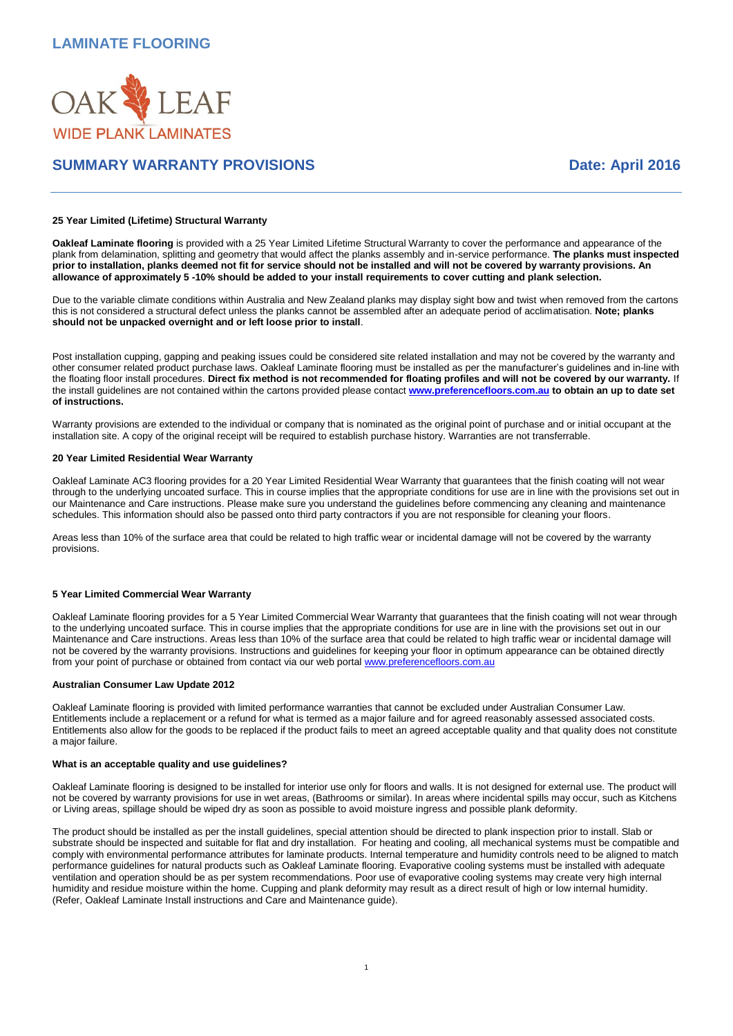# LAMINATE FLOORING

OAK LEAF
WIDE PLANK LAMINATES

## SUMMARY WARRANTY PROVISIONS

**Date: April 2016**

**25 Year Limited (Lifetime) Structural Warranty**

**Oakleaf Laminate flooring** is provided with a 25 Year Limited Lifetime Structural Warranty to cover the performance and appearance of the plank from delamination, splitting and geometry that would affect the planks assembly and in-service performance. **The planks must inspected prior to installation, planks deemed not fit for service should not be installed and will not be covered by warranty provisions. An allowance of approximately 5 -10% should be added to your install requirements to cover cutting and plank selection.**

Due to the variable climate conditions within Australia and New Zealand planks may display sight bow and twist when removed from the cartons this is not considered a structural defect unless the planks cannot be assembled after an adequate period of acclimatisation. **Note; planks should not be unpacked overnight and or left loose prior to install**.

Post installation cupping, gapping and peaking issues could be considered site related installation and may not be covered by the warranty and other consumer related product purchase laws. Oakleaf Laminate flooring must be installed as per the manufacturer's guidelines and in-line with the floating floor install procedures. **Direct fix method is not recommended for floating profiles and will not be covered by our warranty.** If the install guidelines are not contained within the cartons provided please contact **www.preferencefloors.com.au to obtain an up to date set of instructions.**

Warranty provisions are extended to the individual or company that is nominated as the original point of purchase and or initial occupant at the installation site. A copy of the original receipt will be required to establish purchase history. Warranties are not transferrable.

**20 Year Limited Residential Wear Warranty**

Oakleaf Laminate AC3 flooring provides for a 20 Year Limited Residential Wear Warranty that guarantees that the finish coating will not wear through to the underlying uncoated surface. This in course implies that the appropriate conditions for use are in line with the provisions set out in our Maintenance and Care instructions. Please make sure you understand the guidelines before commencing any cleaning and maintenance schedules. This information should also be passed onto third party contractors if you are not responsible for cleaning your floors.

Areas less than 10% of the surface area that could be related to high traffic wear or incidental damage will not be covered by the warranty provisions.

**5 Year Limited Commercial Wear Warranty**

Oakleaf Laminate flooring provides for a 5 Year Limited Commercial Wear Warranty that guarantees that the finish coating will not wear through to the underlying uncoated surface. This in course implies that the appropriate conditions for use are in line with the provisions set out in our Maintenance and Care instructions. Areas less than 10% of the surface area that could be related to high traffic wear or incidental damage will not be covered by the warranty provisions. Instructions and guidelines for keeping your floor in optimum appearance can be obtained directly from your point of purchase or obtained from contact via our web portal www.preferencefloors.com.au

**Australian Consumer Law Update 2012**

Oakleaf Laminate flooring is provided with limited performance warranties that cannot be excluded under Australian Consumer Law. Entitlements include a replacement or a refund for what is termed as a major failure and for agreed reasonably assessed associated costs. Entitlements also allow for the goods to be replaced if the product fails to meet an agreed acceptable quality and that quality does not constitute a major failure.

**What is an acceptable quality and use guidelines?**

Oakleaf Laminate flooring is designed to be installed for interior use only for floors and walls. It is not designed for external use. The product will not be covered by warranty provisions for use in wet areas, (Bathrooms or similar). In areas where incidental spills may occur, such as Kitchens or Living areas, spillage should be wiped dry as soon as possible to avoid moisture ingress and possible plank deformity.

The product should be installed as per the install guidelines, special attention should be directed to plank inspection prior to install. Slab or substrate should be inspected and suitable for flat and dry installation. For heating and cooling, all mechanical systems must be compatible and comply with environmental performance attributes for laminate products. Internal temperature and humidity controls need to be aligned to match performance guidelines for natural products such as Oakleaf Laminate flooring. Evaporative cooling systems must be installed with adequate ventilation and operation should be as per system recommendations. Poor use of evaporative cooling systems may create very high internal humidity and residue moisture within the home. Cupping and plank deformity may result as a direct result of high or low internal humidity. (Refer, Oakleaf Laminate Install instructions and Care and Maintenance guide).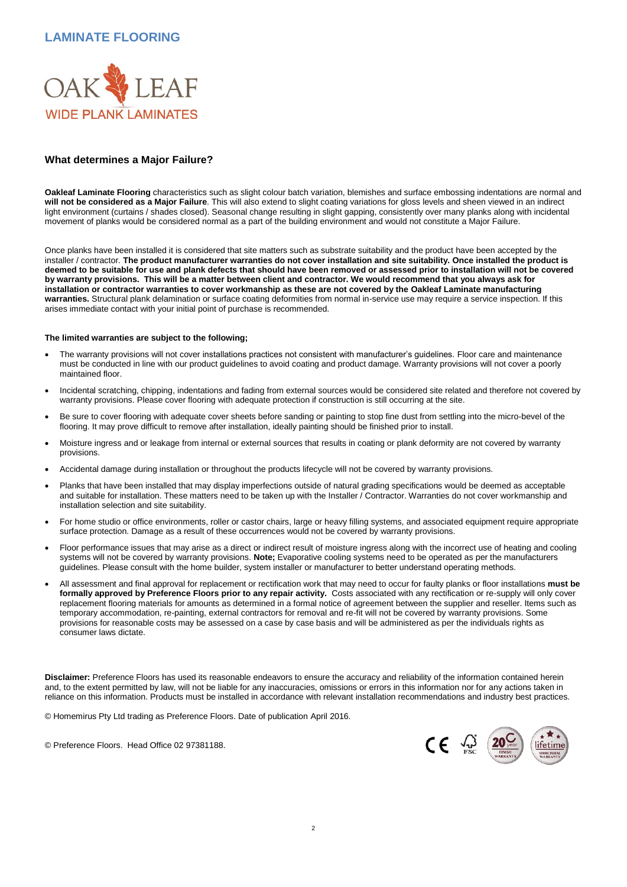# LAMINATE FLOORING

OAK LEAF
WIDE PLANK LAMINATES

## What determines a Major Failure?

**Oakleaf Laminate Flooring** characteristics such as slight colour batch variation, blemishes and surface embossing indentations are normal and **will not be considered as a Major Failure**. This will also extend to slight coating variations for gloss levels and sheen viewed in an indirect light environment (curtains / shades closed). Seasonal change resulting in slight gapping, consistently over many planks along with incidental movement of planks would be considered normal as a part of the building environment and would not constitute a Major Failure.

Once planks have been installed it is considered that site matters such as substrate suitability and the product have been accepted by the installer / contractor. **The product manufacturer warranties do not cover installation and site suitability. Once installed the product is deemed to be suitable for use and plank defects that should have been removed or assessed prior to installation will not be covered by warranty provisions. This will be a matter between client and contractor. We would recommend that you always ask for installation or contractor warranties to cover workmanship as these are not covered by the Oakleaf Laminate manufacturing warranties.** Structural plank delamination or surface coating deformities from normal in-service use may require a service inspection. If this arises immediate contact with your initial point of purchase is recommended.

**The limited warranties are subject to the following;**

- The warranty provisions will not cover installations practices not consistent with manufacturer's guidelines. Floor care and maintenance must be conducted in line with our product guidelines to avoid coating and product damage. Warranty provisions will not cover a poorly maintained floor.
- Incidental scratching, chipping, indentations and fading from external sources would be considered site related and therefore not covered by warranty provisions. Please cover flooring with adequate protection if construction is still occurring at the site.
- Be sure to cover flooring with adequate cover sheets before sanding or painting to stop fine dust from settling into the micro-bevel of the flooring. It may prove difficult to remove after installation, ideally painting should be finished prior to install.
- Moisture ingress and or leakage from internal or external sources that results in coating or plank deformity are not covered by warranty provisions.
- Accidental damage during installation or throughout the products lifecycle will not be covered by warranty provisions.
- Planks that have been installed that may display imperfections outside of natural grading specifications would be deemed as acceptable and suitable for installation. These matters need to be taken up with the Installer / Contractor. Warranties do not cover workmanship and installation selection and site suitability.
- For home studio or office environments, roller or castor chairs, large or heavy filling systems, and associated equipment require appropriate surface protection. Damage as a result of these occurrences would not be covered by warranty provisions.
- Floor performance issues that may arise as a direct or indirect result of moisture ingress along with the incorrect use of heating and cooling systems will not be covered by warranty provisions. **Note;** Evaporative cooling systems need to be operated as per the manufacturers guidelines. Please consult with the home builder, system installer or manufacturer to better understand operating methods.
- All assessment and final approval for replacement or rectification work that may need to occur for faulty planks or floor installations **must be formally approved by Preference Floors prior to any repair activity.** Costs associated with any rectification or re-supply will only cover replacement flooring materials for amounts as determined in a formal notice of agreement between the supplier and reseller. Items such as temporary accommodation, re-painting, external contractors for removal and re-fit will not be covered by warranty provisions. Some provisions for reasonable costs may be assessed on a case by case basis and will be administered as per the individuals rights as consumer laws dictate.

**Disclaimer:** Preference Floors has used its reasonable endeavors to ensure the accuracy and reliability of the information contained herein and, to the extent permitted by law, will not be liable for any inaccuracies, omissions or errors in this information nor for any actions taken in reliance on this information. Products must be installed in accordance with relevant installation recommendations and industry best practices.

© Homemirus Pty Ltd trading as Preference Floors. Date of publication April 2016.

© Preference Floors. Head Office 02 97381188.

CE FSC 20 year FINISH WARRANTY lifetime STRUCTURAL WARRANTY